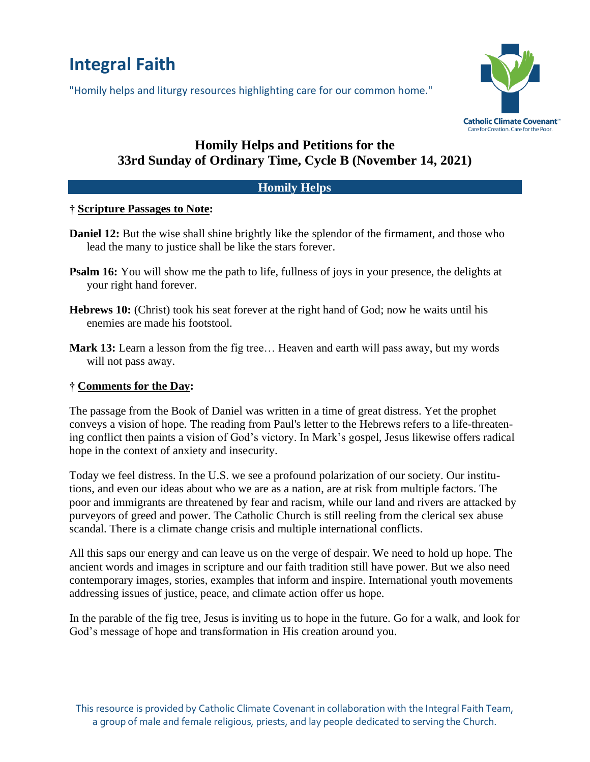# Integral Faith

"Homily helps and liturgy resources highlighting care for our common home."

Catholic Climate Covenant
Care for Creation. Care for the Poor.

## Homily Helps and Petitions for the 33rd Sunday of Ordinary Time, Cycle B (November 14, 2021)

### Homily Helps

**† Scripture Passages to Note:**

**Daniel 12:** But the wise shall shine brightly like the splendor of the firmament, and those who lead the many to justice shall be like the stars forever.

**Psalm 16:** You will show me the path to life, fullness of joys in your presence, the delights at your right hand forever.

**Hebrews 10:** (Christ) took his seat forever at the right hand of God; now he waits until his enemies are made his footstool.

**Mark 13:** Learn a lesson from the fig tree… Heaven and earth will pass away, but my words will not pass away.

**† Comments for the Day:**

The passage from the Book of Daniel was written in a time of great distress. Yet the prophet conveys a vision of hope. The reading from Paul's letter to the Hebrews refers to a life-threatening conflict then paints a vision of God's victory. In Mark's gospel, Jesus likewise offers radical hope in the context of anxiety and insecurity.

Today we feel distress. In the U.S. we see a profound polarization of our society. Our institutions, and even our ideas about who we are as a nation, are at risk from multiple factors. The poor and immigrants are threatened by fear and racism, while our land and rivers are attacked by purveyors of greed and power. The Catholic Church is still reeling from the clerical sex abuse scandal. There is a climate change crisis and multiple international conflicts.

All this saps our energy and can leave us on the verge of despair. We need to hold up hope. The ancient words and images in scripture and our faith tradition still have power. But we also need contemporary images, stories, examples that inform and inspire. International youth movements addressing issues of justice, peace, and climate action offer us hope.

In the parable of the fig tree, Jesus is inviting us to hope in the future. Go for a walk, and look for God's message of hope and transformation in His creation around you.

This resource is provided by Catholic Climate Covenant in collaboration with the Integral Faith Team, a group of male and female religious, priests, and lay people dedicated to serving the Church.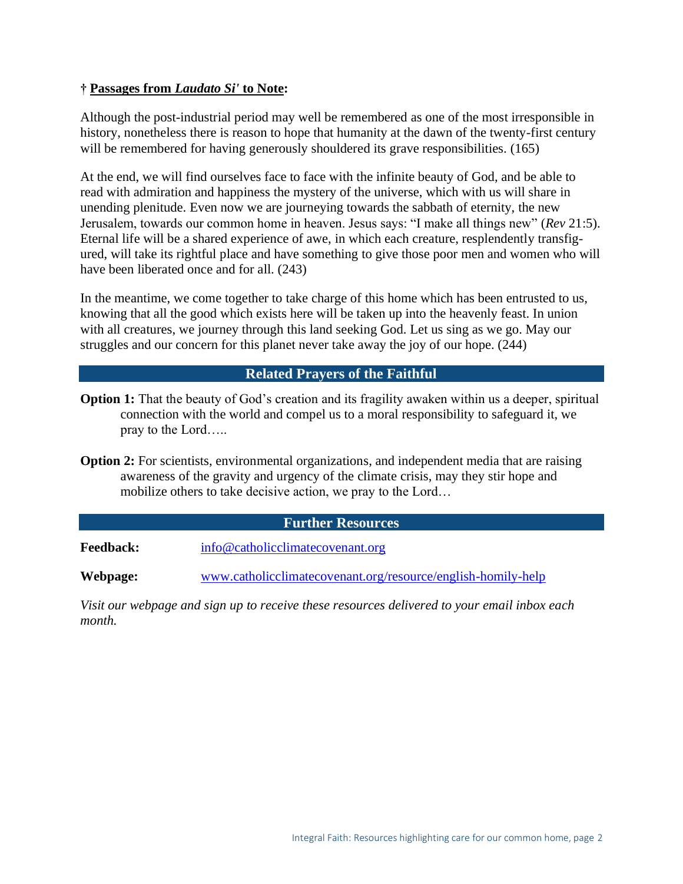**† Passages from *Laudato Si'* to Note:**

Although the post-industrial period may well be remembered as one of the most irresponsible in history, nonetheless there is reason to hope that humanity at the dawn of the twenty-first century will be remembered for having generously shouldered its grave responsibilities. (165)

At the end, we will find ourselves face to face with the infinite beauty of God, and be able to read with admiration and happiness the mystery of the universe, which with us will share in unending plenitude. Even now we are journeying towards the sabbath of eternity, the new Jerusalem, towards our common home in heaven. Jesus says: "I make all things new" (*Rev* 21:5). Eternal life will be a shared experience of awe, in which each creature, resplendently transfigured, will take its rightful place and have something to give those poor men and women who will have been liberated once and for all. (243)

In the meantime, we come together to take charge of this home which has been entrusted to us, knowing that all the good which exists here will be taken up into the heavenly feast. In union with all creatures, we journey through this land seeking God. Let us sing as we go. May our struggles and our concern for this planet never take away the joy of our hope. (244)

## Related Prayers of the Faithful

**Option 1:** That the beauty of God's creation and its fragility awaken within us a deeper, spiritual connection with the world and compel us to a moral responsibility to safeguard it, we pray to the Lord…..

**Option 2:** For scientists, environmental organizations, and independent media that are raising awareness of the gravity and urgency of the climate crisis, may they stir hope and mobilize others to take decisive action, we pray to the Lord…

## Further Resources

**Feedback:** info@catholicclimatecovenant.org

**Webpage:** www.catholicclimatecovenant.org/resource/english-homily-help

*Visit our webpage and sign up to receive these resources delivered to your email inbox each month.*